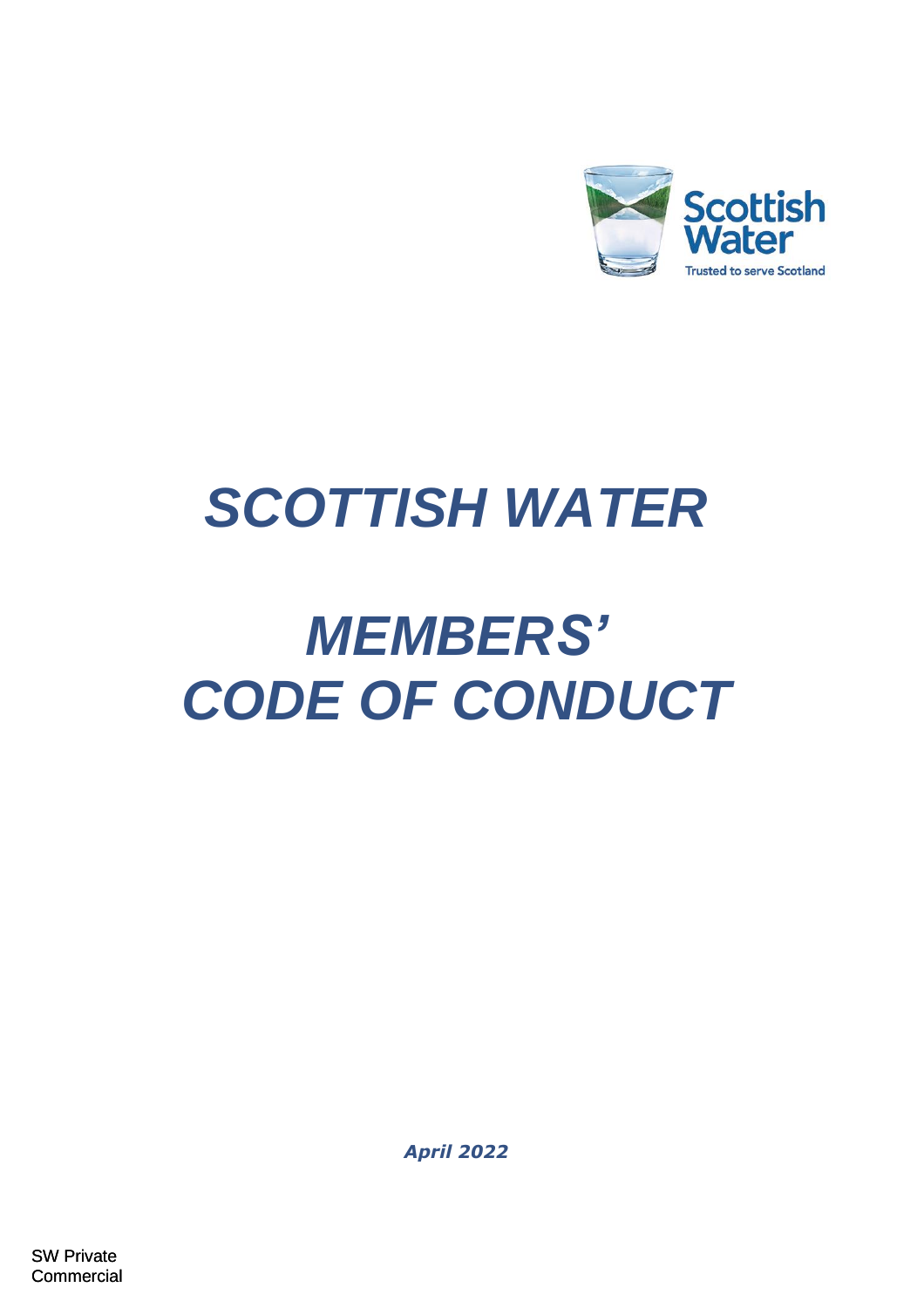# *SCOTTISH WATER*

# *MEMBERS' CODE OF CONDUCT*

***April 2022***

SW Private
Commercial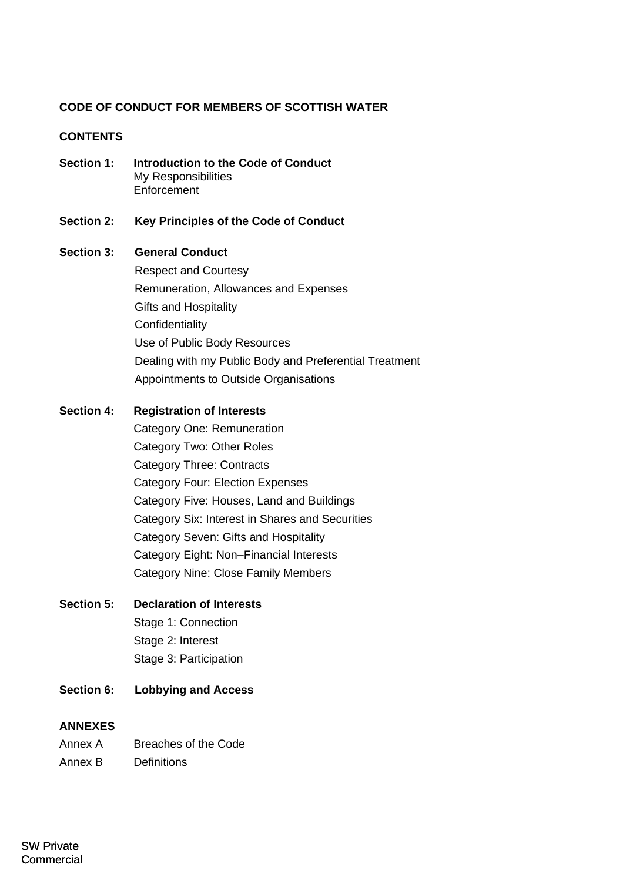**CODE OF CONDUCT FOR MEMBERS OF SCOTTISH WATER**

**CONTENTS**

**Section 1: Introduction to the Code of Conduct**
- My Responsibilities
- Enforcement

**Section 2: Key Principles of the Code of Conduct**

**Section 3: General Conduct**
- Respect and Courtesy
- Remuneration, Allowances and Expenses
- Gifts and Hospitality
- Confidentiality
- Use of Public Body Resources
- Dealing with my Public Body and Preferential Treatment
- Appointments to Outside Organisations

**Section 4: Registration of Interests**
- Category One: Remuneration
- Category Two: Other Roles
- Category Three: Contracts
- Category Four: Election Expenses
- Category Five: Houses, Land and Buildings
- Category Six: Interest in Shares and Securities
- Category Seven: Gifts and Hospitality
- Category Eight: Non–Financial Interests
- Category Nine: Close Family Members

**Section 5: Declaration of Interests**
- Stage 1: Connection
- Stage 2: Interest
- Stage 3: Participation

**Section 6: Lobbying and Access**

**ANNEXES**

Annex A Breaches of the Code

Annex B Definitions

SW Private Commercial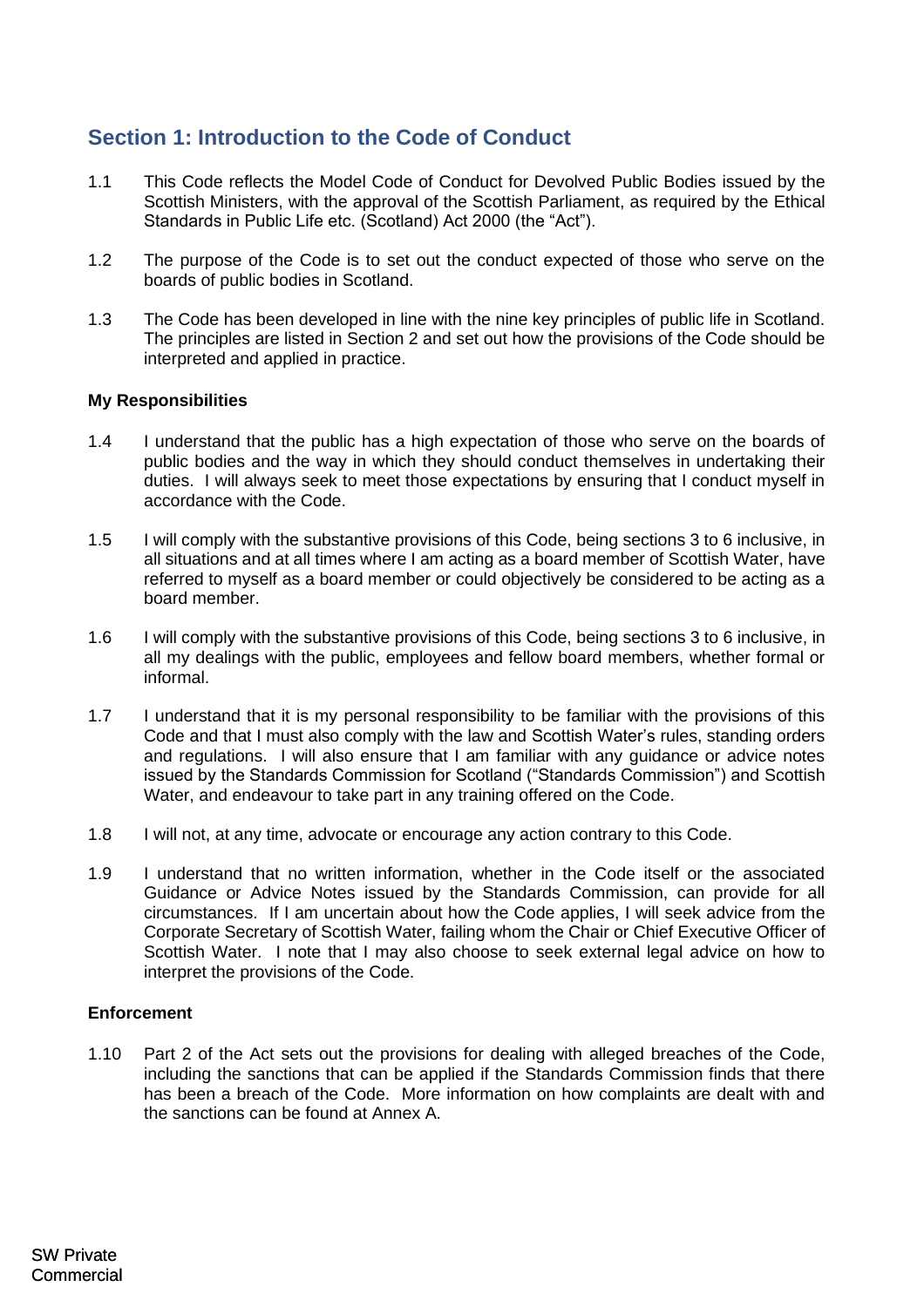## Section 1: Introduction to the Code of Conduct

1.1 This Code reflects the Model Code of Conduct for Devolved Public Bodies issued by the Scottish Ministers, with the approval of the Scottish Parliament, as required by the Ethical Standards in Public Life etc. (Scotland) Act 2000 (the "Act").

1.2 The purpose of the Code is to set out the conduct expected of those who serve on the boards of public bodies in Scotland.

1.3 The Code has been developed in line with the nine key principles of public life in Scotland. The principles are listed in Section 2 and set out how the provisions of the Code should be interpreted and applied in practice.

**My Responsibilities**

1.4 I understand that the public has a high expectation of those who serve on the boards of public bodies and the way in which they should conduct themselves in undertaking their duties. I will always seek to meet those expectations by ensuring that I conduct myself in accordance with the Code.

1.5 I will comply with the substantive provisions of this Code, being sections 3 to 6 inclusive, in all situations and at all times where I am acting as a board member of Scottish Water, have referred to myself as a board member or could objectively be considered to be acting as a board member.

1.6 I will comply with the substantive provisions of this Code, being sections 3 to 6 inclusive, in all my dealings with the public, employees and fellow board members, whether formal or informal.

1.7 I understand that it is my personal responsibility to be familiar with the provisions of this Code and that I must also comply with the law and Scottish Water's rules, standing orders and regulations. I will also ensure that I am familiar with any guidance or advice notes issued by the Standards Commission for Scotland ("Standards Commission") and Scottish Water, and endeavour to take part in any training offered on the Code.

1.8 I will not, at any time, advocate or encourage any action contrary to this Code.

1.9 I understand that no written information, whether in the Code itself or the associated Guidance or Advice Notes issued by the Standards Commission, can provide for all circumstances. If I am uncertain about how the Code applies, I will seek advice from the Corporate Secretary of Scottish Water, failing whom the Chair or Chief Executive Officer of Scottish Water. I note that I may also choose to seek external legal advice on how to interpret the provisions of the Code.

**Enforcement**

1.10 Part 2 of the Act sets out the provisions for dealing with alleged breaches of the Code, including the sanctions that can be applied if the Standards Commission finds that there has been a breach of the Code. More information on how complaints are dealt with and the sanctions can be found at Annex A.

SW Private
Commercial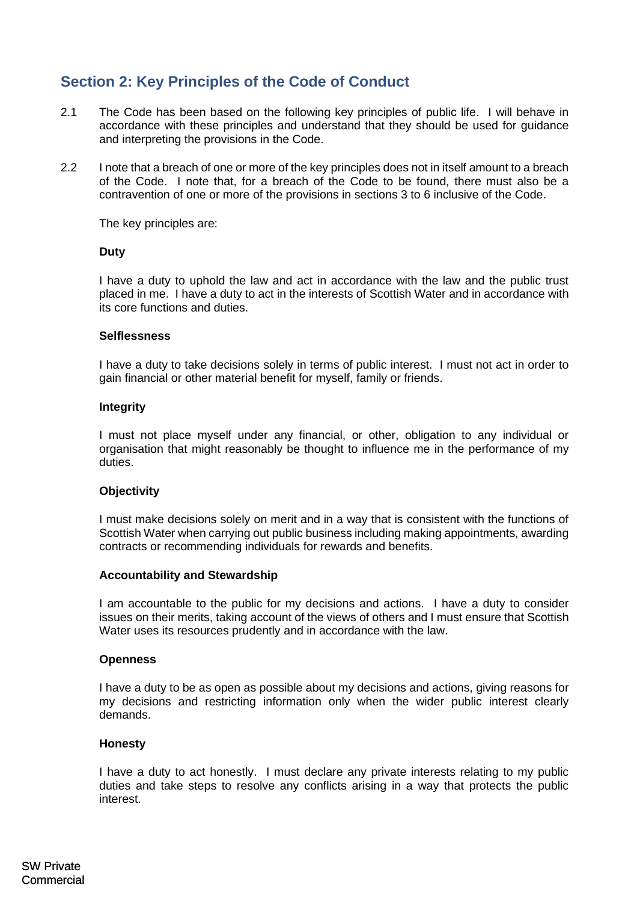## Section 2: Key Principles of the Code of Conduct

2.1 The Code has been based on the following key principles of public life. I will behave in accordance with these principles and understand that they should be used for guidance and interpreting the provisions in the Code.

2.2 I note that a breach of one or more of the key principles does not in itself amount to a breach of the Code. I note that, for a breach of the Code to be found, there must also be a contravention of one or more of the provisions in sections 3 to 6 inclusive of the Code.

The key principles are:

**Duty**

I have a duty to uphold the law and act in accordance with the law and the public trust placed in me. I have a duty to act in the interests of Scottish Water and in accordance with its core functions and duties.

**Selflessness**

I have a duty to take decisions solely in terms of public interest. I must not act in order to gain financial or other material benefit for myself, family or friends.

**Integrity**

I must not place myself under any financial, or other, obligation to any individual or organisation that might reasonably be thought to influence me in the performance of my duties.

**Objectivity**

I must make decisions solely on merit and in a way that is consistent with the functions of Scottish Water when carrying out public business including making appointments, awarding contracts or recommending individuals for rewards and benefits.

**Accountability and Stewardship**

I am accountable to the public for my decisions and actions. I have a duty to consider issues on their merits, taking account of the views of others and I must ensure that Scottish Water uses its resources prudently and in accordance with the law.

**Openness**

I have a duty to be as open as possible about my decisions and actions, giving reasons for my decisions and restricting information only when the wider public interest clearly demands.

**Honesty**

I have a duty to act honestly. I must declare any private interests relating to my public duties and take steps to resolve any conflicts arising in a way that protects the public interest.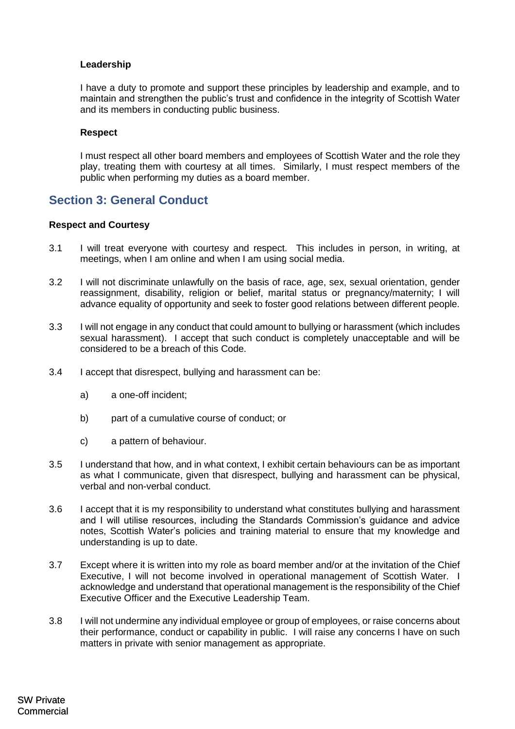**Leadership**

I have a duty to promote and support these principles by leadership and example, and to maintain and strengthen the public's trust and confidence in the integrity of Scottish Water and its members in conducting public business.

**Respect**

I must respect all other board members and employees of Scottish Water and the role they play, treating them with courtesy at all times. Similarly, I must respect members of the public when performing my duties as a board member.

## Section 3: General Conduct

**Respect and Courtesy**

3.1 I will treat everyone with courtesy and respect. This includes in person, in writing, at meetings, when I am online and when I am using social media.

3.2 I will not discriminate unlawfully on the basis of race, age, sex, sexual orientation, gender reassignment, disability, religion or belief, marital status or pregnancy/maternity; I will advance equality of opportunity and seek to foster good relations between different people.

3.3 I will not engage in any conduct that could amount to bullying or harassment (which includes sexual harassment). I accept that such conduct is completely unacceptable and will be considered to be a breach of this Code.

3.4 I accept that disrespect, bullying and harassment can be:

a) a one-off incident;

b) part of a cumulative course of conduct; or

c) a pattern of behaviour.

3.5 I understand that how, and in what context, I exhibit certain behaviours can be as important as what I communicate, given that disrespect, bullying and harassment can be physical, verbal and non-verbal conduct.

3.6 I accept that it is my responsibility to understand what constitutes bullying and harassment and I will utilise resources, including the Standards Commission's guidance and advice notes, Scottish Water's policies and training material to ensure that my knowledge and understanding is up to date.

3.7 Except where it is written into my role as board member and/or at the invitation of the Chief Executive, I will not become involved in operational management of Scottish Water. I acknowledge and understand that operational management is the responsibility of the Chief Executive Officer and the Executive Leadership Team.

3.8 I will not undermine any individual employee or group of employees, or raise concerns about their performance, conduct or capability in public. I will raise any concerns I have on such matters in private with senior management as appropriate.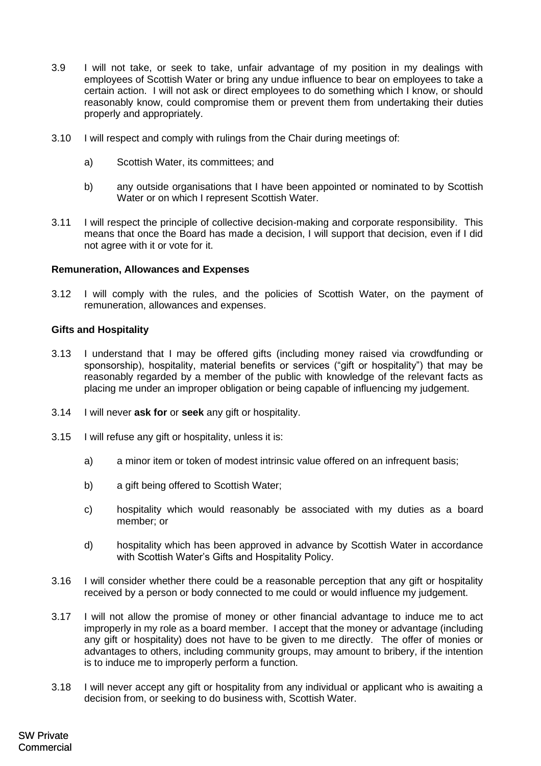3.9 I will not take, or seek to take, unfair advantage of my position in my dealings with employees of Scottish Water or bring any undue influence to bear on employees to take a certain action. I will not ask or direct employees to do something which I know, or should reasonably know, could compromise them or prevent them from undertaking their duties properly and appropriately.

3.10 I will respect and comply with rulings from the Chair during meetings of:

a) Scottish Water, its committees; and

b) any outside organisations that I have been appointed or nominated to by Scottish Water or on which I represent Scottish Water.

3.11 I will respect the principle of collective decision-making and corporate responsibility. This means that once the Board has made a decision, I will support that decision, even if I did not agree with it or vote for it.

**Remuneration, Allowances and Expenses**

3.12 I will comply with the rules, and the policies of Scottish Water, on the payment of remuneration, allowances and expenses.

**Gifts and Hospitality**

3.13 I understand that I may be offered gifts (including money raised via crowdfunding or sponsorship), hospitality, material benefits or services ("gift or hospitality") that may be reasonably regarded by a member of the public with knowledge of the relevant facts as placing me under an improper obligation or being capable of influencing my judgement.

3.14 I will never **ask for** or **seek** any gift or hospitality.

3.15 I will refuse any gift or hospitality, unless it is:

a) a minor item or token of modest intrinsic value offered on an infrequent basis;

b) a gift being offered to Scottish Water;

c) hospitality which would reasonably be associated with my duties as a board member; or

d) hospitality which has been approved in advance by Scottish Water in accordance with Scottish Water's Gifts and Hospitality Policy.

3.16 I will consider whether there could be a reasonable perception that any gift or hospitality received by a person or body connected to me could or would influence my judgement.

3.17 I will not allow the promise of money or other financial advantage to induce me to act improperly in my role as a board member. I accept that the money or advantage (including any gift or hospitality) does not have to be given to me directly. The offer of monies or advantages to others, including community groups, may amount to bribery, if the intention is to induce me to improperly perform a function.

3.18 I will never accept any gift or hospitality from any individual or applicant who is awaiting a decision from, or seeking to do business with, Scottish Water.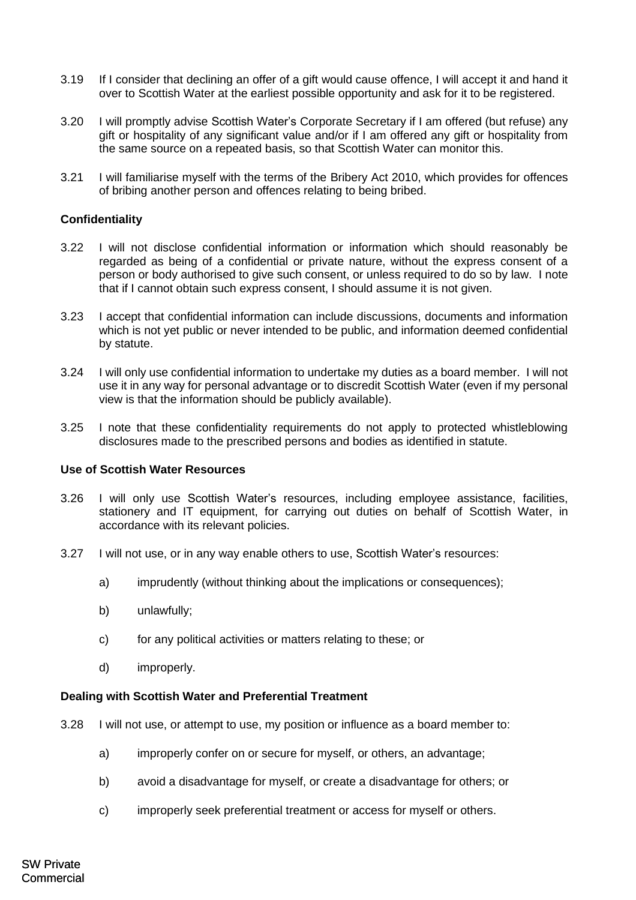3.19 If I consider that declining an offer of a gift would cause offence, I will accept it and hand it over to Scottish Water at the earliest possible opportunity and ask for it to be registered.

3.20 I will promptly advise Scottish Water's Corporate Secretary if I am offered (but refuse) any gift or hospitality of any significant value and/or if I am offered any gift or hospitality from the same source on a repeated basis, so that Scottish Water can monitor this.

3.21 I will familiarise myself with the terms of the Bribery Act 2010, which provides for offences of bribing another person and offences relating to being bribed.

**Confidentiality**

3.22 I will not disclose confidential information or information which should reasonably be regarded as being of a confidential or private nature, without the express consent of a person or body authorised to give such consent, or unless required to do so by law. I note that if I cannot obtain such express consent, I should assume it is not given.

3.23 I accept that confidential information can include discussions, documents and information which is not yet public or never intended to be public, and information deemed confidential by statute.

3.24 I will only use confidential information to undertake my duties as a board member. I will not use it in any way for personal advantage or to discredit Scottish Water (even if my personal view is that the information should be publicly available).

3.25 I note that these confidentiality requirements do not apply to protected whistleblowing disclosures made to the prescribed persons and bodies as identified in statute.

**Use of Scottish Water Resources**

3.26 I will only use Scottish Water's resources, including employee assistance, facilities, stationery and IT equipment, for carrying out duties on behalf of Scottish Water, in accordance with its relevant policies.

3.27 I will not use, or in any way enable others to use, Scottish Water's resources:

a) imprudently (without thinking about the implications or consequences);

b) unlawfully;

c) for any political activities or matters relating to these; or

d) improperly.

**Dealing with Scottish Water and Preferential Treatment**

3.28 I will not use, or attempt to use, my position or influence as a board member to:

a) improperly confer on or secure for myself, or others, an advantage;

b) avoid a disadvantage for myself, or create a disadvantage for others; or

c) improperly seek preferential treatment or access for myself or others.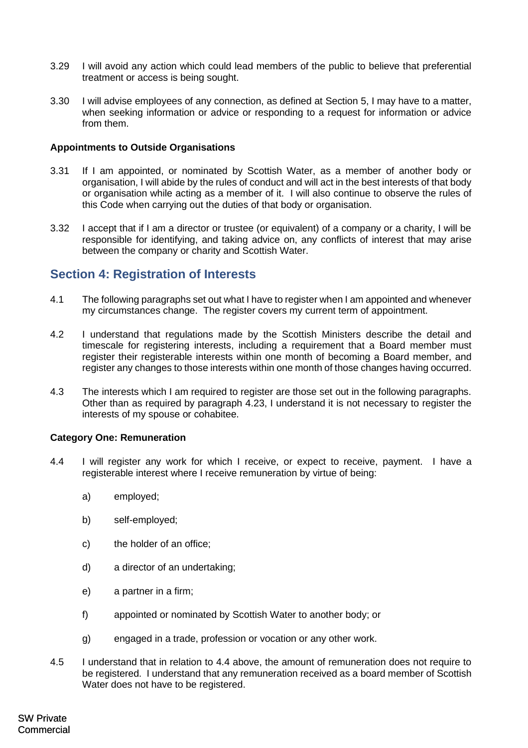3.29 I will avoid any action which could lead members of the public to believe that preferential treatment or access is being sought.

3.30 I will advise employees of any connection, as defined at Section 5, I may have to a matter, when seeking information or advice or responding to a request for information or advice from them.

**Appointments to Outside Organisations**

3.31 If I am appointed, or nominated by Scottish Water, as a member of another body or organisation, I will abide by the rules of conduct and will act in the best interests of that body or organisation while acting as a member of it. I will also continue to observe the rules of this Code when carrying out the duties of that body or organisation.

3.32 I accept that if I am a director or trustee (or equivalent) of a company or a charity, I will be responsible for identifying, and taking advice on, any conflicts of interest that may arise between the company or charity and Scottish Water.

## Section 4: Registration of Interests

4.1 The following paragraphs set out what I have to register when I am appointed and whenever my circumstances change. The register covers my current term of appointment.

4.2 I understand that regulations made by the Scottish Ministers describe the detail and timescale for registering interests, including a requirement that a Board member must register their registerable interests within one month of becoming a Board member, and register any changes to those interests within one month of those changes having occurred.

4.3 The interests which I am required to register are those set out in the following paragraphs. Other than as required by paragraph 4.23, I understand it is not necessary to register the interests of my spouse or cohabitee.

**Category One: Remuneration**

4.4 I will register any work for which I receive, or expect to receive, payment. I have a registerable interest where I receive remuneration by virtue of being:

a) employed;

b) self-employed;

c) the holder of an office;

d) a director of an undertaking;

e) a partner in a firm;

f) appointed or nominated by Scottish Water to another body; or

g) engaged in a trade, profession or vocation or any other work.

4.5 I understand that in relation to 4.4 above, the amount of remuneration does not require to be registered. I understand that any remuneration received as a board member of Scottish Water does not have to be registered.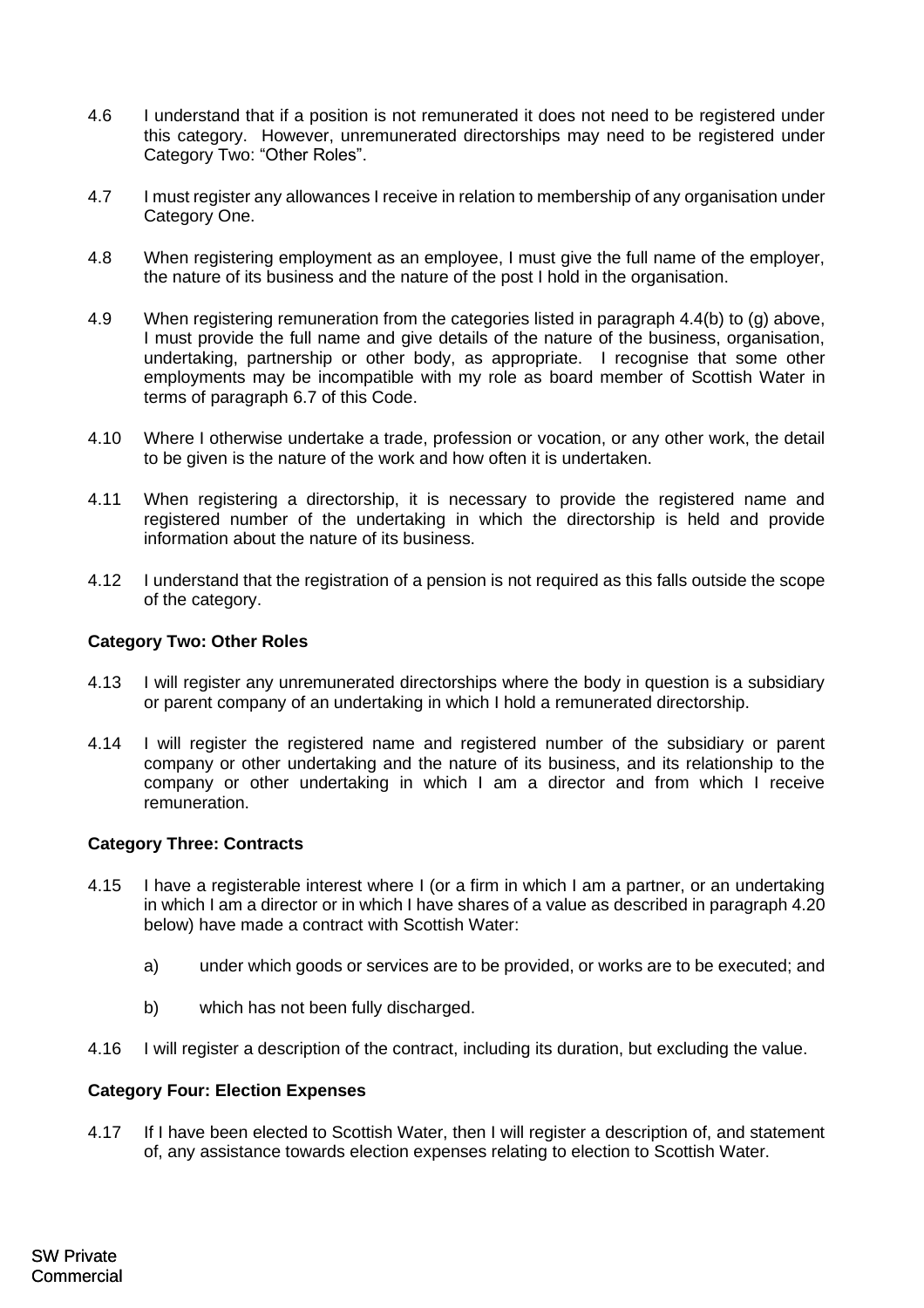4.6 I understand that if a position is not remunerated it does not need to be registered under this category. However, unremunerated directorships may need to be registered under Category Two: "Other Roles".

4.7 I must register any allowances I receive in relation to membership of any organisation under Category One.

4.8 When registering employment as an employee, I must give the full name of the employer, the nature of its business and the nature of the post I hold in the organisation.

4.9 When registering remuneration from the categories listed in paragraph 4.4(b) to (g) above, I must provide the full name and give details of the nature of the business, organisation, undertaking, partnership or other body, as appropriate. I recognise that some other employments may be incompatible with my role as board member of Scottish Water in terms of paragraph 6.7 of this Code.

4.10 Where I otherwise undertake a trade, profession or vocation, or any other work, the detail to be given is the nature of the work and how often it is undertaken.

4.11 When registering a directorship, it is necessary to provide the registered name and registered number of the undertaking in which the directorship is held and provide information about the nature of its business.

4.12 I understand that the registration of a pension is not required as this falls outside the scope of the category.

**Category Two: Other Roles**

4.13 I will register any unremunerated directorships where the body in question is a subsidiary or parent company of an undertaking in which I hold a remunerated directorship.

4.14 I will register the registered name and registered number of the subsidiary or parent company or other undertaking and the nature of its business, and its relationship to the company or other undertaking in which I am a director and from which I receive remuneration.

**Category Three: Contracts**

4.15 I have a registerable interest where I (or a firm in which I am a partner, or an undertaking in which I am a director or in which I have shares of a value as described in paragraph 4.20 below) have made a contract with Scottish Water:

a) under which goods or services are to be provided, or works are to be executed; and

b) which has not been fully discharged.

4.16 I will register a description of the contract, including its duration, but excluding the value.

**Category Four: Election Expenses**

4.17 If I have been elected to Scottish Water, then I will register a description of, and statement of, any assistance towards election expenses relating to election to Scottish Water.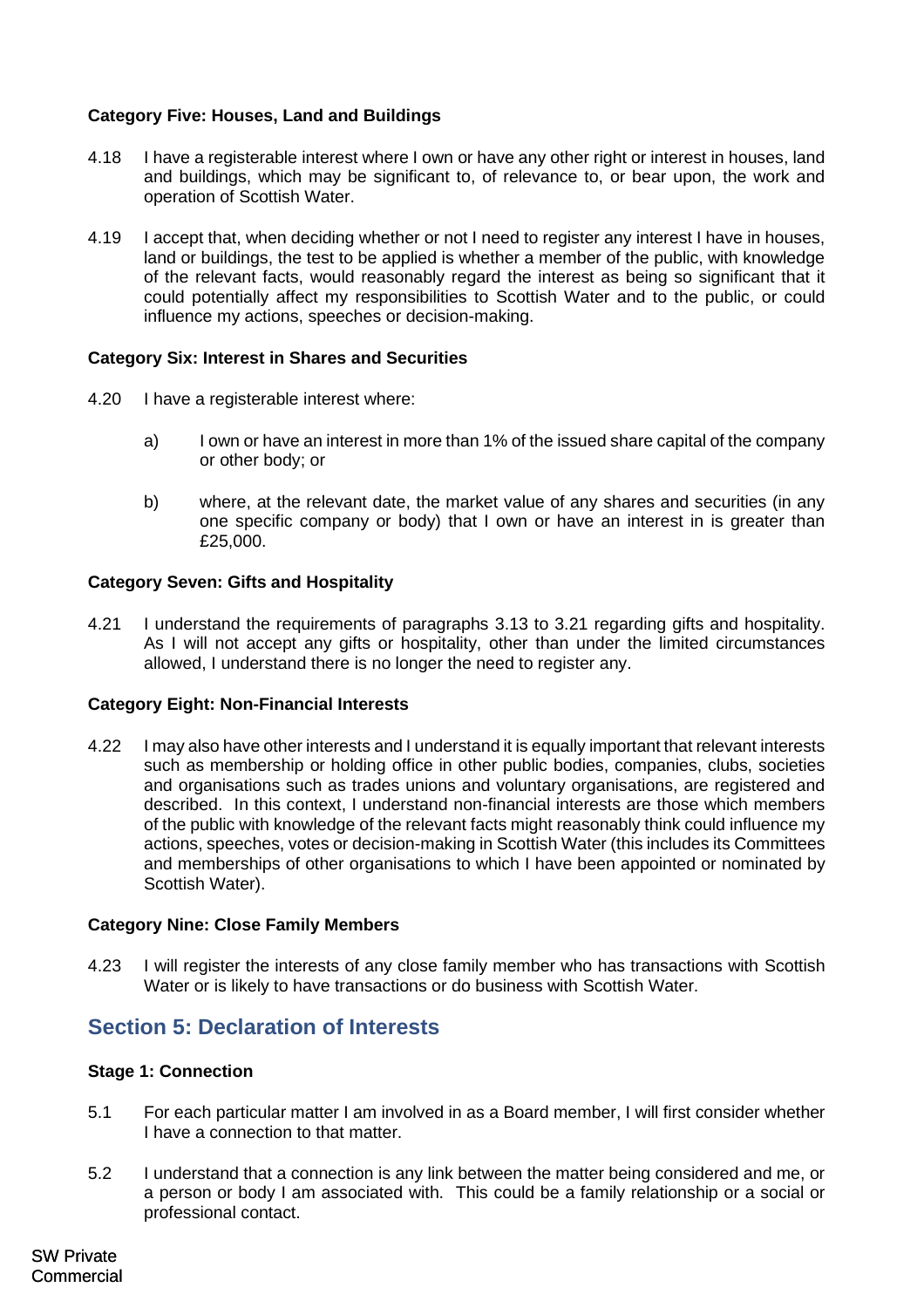**Category Five: Houses, Land and Buildings**

4.18 I have a registerable interest where I own or have any other right or interest in houses, land and buildings, which may be significant to, of relevance to, or bear upon, the work and operation of Scottish Water.

4.19 I accept that, when deciding whether or not I need to register any interest I have in houses, land or buildings, the test to be applied is whether a member of the public, with knowledge of the relevant facts, would reasonably regard the interest as being so significant that it could potentially affect my responsibilities to Scottish Water and to the public, or could influence my actions, speeches or decision-making.

**Category Six: Interest in Shares and Securities**

4.20 I have a registerable interest where:

a) I own or have an interest in more than 1% of the issued share capital of the company or other body; or

b) where, at the relevant date, the market value of any shares and securities (in any one specific company or body) that I own or have an interest in is greater than £25,000.

**Category Seven: Gifts and Hospitality**

4.21 I understand the requirements of paragraphs 3.13 to 3.21 regarding gifts and hospitality. As I will not accept any gifts or hospitality, other than under the limited circumstances allowed, I understand there is no longer the need to register any.

**Category Eight: Non-Financial Interests**

4.22 I may also have other interests and I understand it is equally important that relevant interests such as membership or holding office in other public bodies, companies, clubs, societies and organisations such as trades unions and voluntary organisations, are registered and described. In this context, I understand non-financial interests are those which members of the public with knowledge of the relevant facts might reasonably think could influence my actions, speeches, votes or decision-making in Scottish Water (this includes its Committees and memberships of other organisations to which I have been appointed or nominated by Scottish Water).

**Category Nine: Close Family Members**

4.23 I will register the interests of any close family member who has transactions with Scottish Water or is likely to have transactions or do business with Scottish Water.

## Section 5: Declaration of Interests

**Stage 1: Connection**

5.1 For each particular matter I am involved in as a Board member, I will first consider whether I have a connection to that matter.

5.2 I understand that a connection is any link between the matter being considered and me, or a person or body I am associated with. This could be a family relationship or a social or professional contact.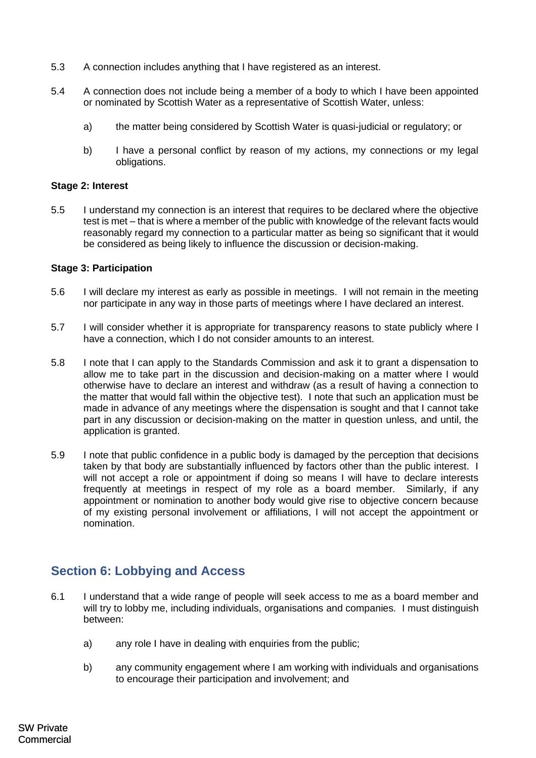5.3 A connection includes anything that I have registered as an interest.

5.4 A connection does not include being a member of a body to which I have been appointed or nominated by Scottish Water as a representative of Scottish Water, unless:

a) the matter being considered by Scottish Water is quasi-judicial or regulatory; or

b) I have a personal conflict by reason of my actions, my connections or my legal obligations.

**Stage 2: Interest**

5.5 I understand my connection is an interest that requires to be declared where the objective test is met – that is where a member of the public with knowledge of the relevant facts would reasonably regard my connection to a particular matter as being so significant that it would be considered as being likely to influence the discussion or decision-making.

**Stage 3: Participation**

5.6 I will declare my interest as early as possible in meetings. I will not remain in the meeting nor participate in any way in those parts of meetings where I have declared an interest.

5.7 I will consider whether it is appropriate for transparency reasons to state publicly where I have a connection, which I do not consider amounts to an interest.

5.8 I note that I can apply to the Standards Commission and ask it to grant a dispensation to allow me to take part in the discussion and decision-making on a matter where I would otherwise have to declare an interest and withdraw (as a result of having a connection to the matter that would fall within the objective test). I note that such an application must be made in advance of any meetings where the dispensation is sought and that I cannot take part in any discussion or decision-making on the matter in question unless, and until, the application is granted.

5.9 I note that public confidence in a public body is damaged by the perception that decisions taken by that body are substantially influenced by factors other than the public interest. I will not accept a role or appointment if doing so means I will have to declare interests frequently at meetings in respect of my role as a board member. Similarly, if any appointment or nomination to another body would give rise to objective concern because of my existing personal involvement or affiliations, I will not accept the appointment or nomination.

## Section 6: Lobbying and Access

6.1 I understand that a wide range of people will seek access to me as a board member and will try to lobby me, including individuals, organisations and companies. I must distinguish between:

a) any role I have in dealing with enquiries from the public;

b) any community engagement where I am working with individuals and organisations to encourage their participation and involvement; and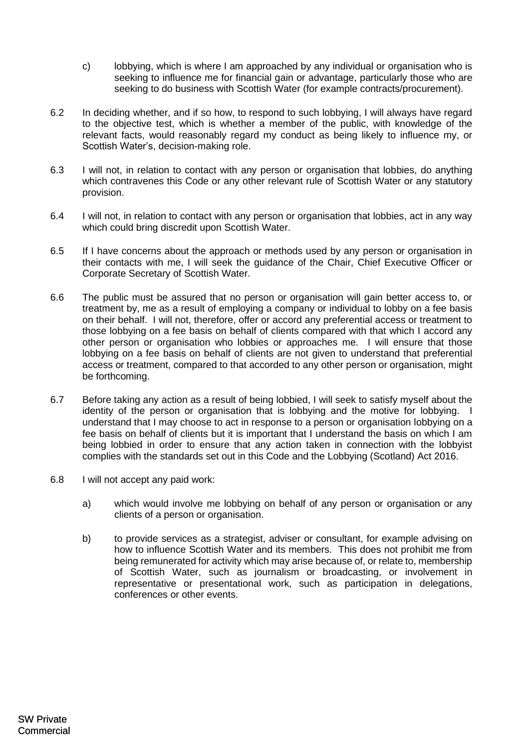c) lobbying, which is where I am approached by any individual or organisation who is seeking to influence me for financial gain or advantage, particularly those who are seeking to do business with Scottish Water (for example contracts/procurement).

6.2 In deciding whether, and if so how, to respond to such lobbying, I will always have regard to the objective test, which is whether a member of the public, with knowledge of the relevant facts, would reasonably regard my conduct as being likely to influence my, or Scottish Water's, decision-making role.

6.3 I will not, in relation to contact with any person or organisation that lobbies, do anything which contravenes this Code or any other relevant rule of Scottish Water or any statutory provision.

6.4 I will not, in relation to contact with any person or organisation that lobbies, act in any way which could bring discredit upon Scottish Water.

6.5 If I have concerns about the approach or methods used by any person or organisation in their contacts with me, I will seek the guidance of the Chair, Chief Executive Officer or Corporate Secretary of Scottish Water.

6.6 The public must be assured that no person or organisation will gain better access to, or treatment by, me as a result of employing a company or individual to lobby on a fee basis on their behalf. I will not, therefore, offer or accord any preferential access or treatment to those lobbying on a fee basis on behalf of clients compared with that which I accord any other person or organisation who lobbies or approaches me. I will ensure that those lobbying on a fee basis on behalf of clients are not given to understand that preferential access or treatment, compared to that accorded to any other person or organisation, might be forthcoming.

6.7 Before taking any action as a result of being lobbied, I will seek to satisfy myself about the identity of the person or organisation that is lobbying and the motive for lobbying. I understand that I may choose to act in response to a person or organisation lobbying on a fee basis on behalf of clients but it is important that I understand the basis on which I am being lobbied in order to ensure that any action taken in connection with the lobbyist complies with the standards set out in this Code and the Lobbying (Scotland) Act 2016.

6.8 I will not accept any paid work:

a) which would involve me lobbying on behalf of any person or organisation or any clients of a person or organisation.

b) to provide services as a strategist, adviser or consultant, for example advising on how to influence Scottish Water and its members. This does not prohibit me from being remunerated for activity which may arise because of, or relate to, membership of Scottish Water, such as journalism or broadcasting, or involvement in representative or presentational work, such as participation in delegations, conferences or other events.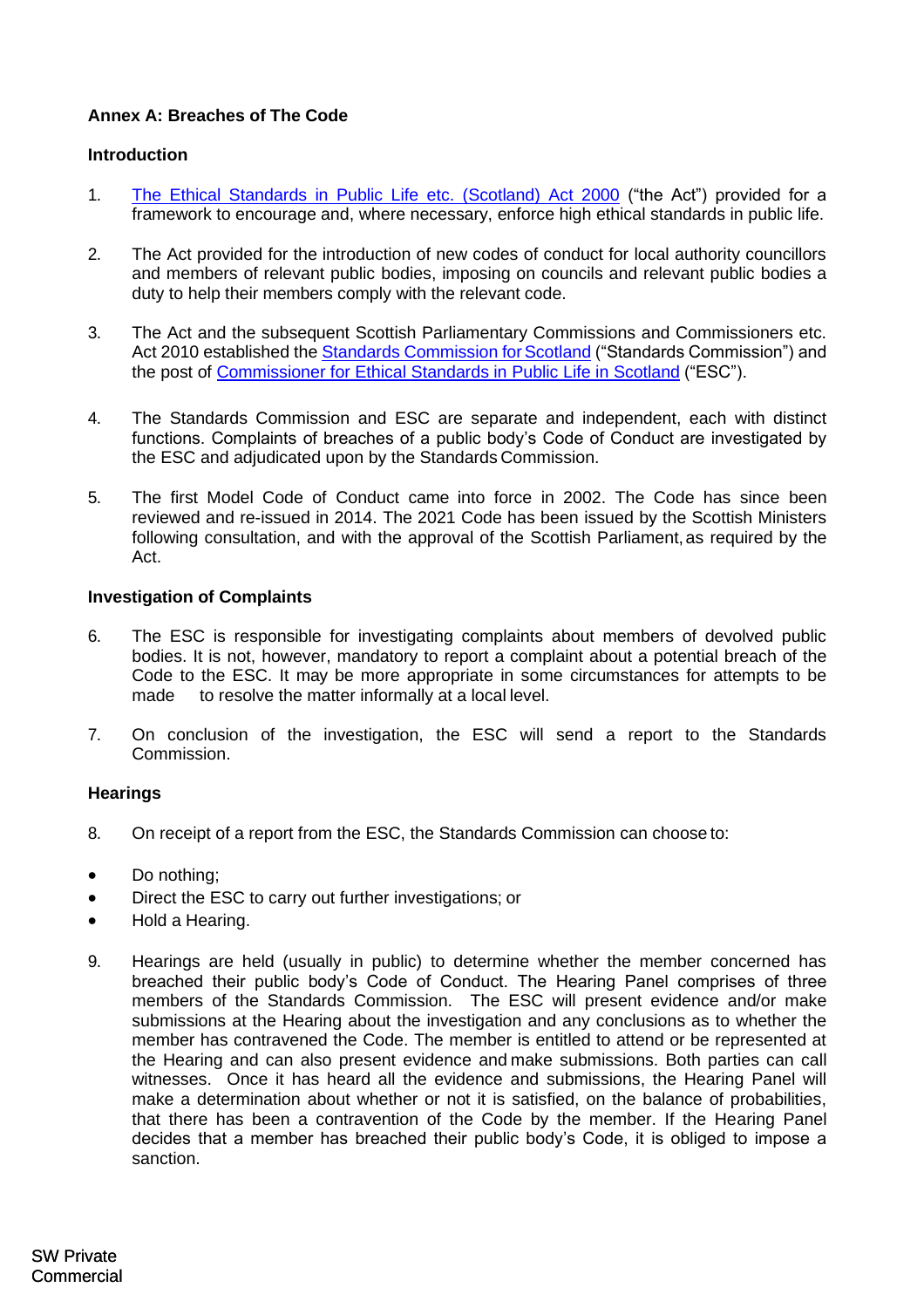## Annex A: Breaches of The Code

### Introduction

1. The Ethical Standards in Public Life etc. (Scotland) Act 2000 ("the Act") provided for a framework to encourage and, where necessary, enforce high ethical standards in public life.

2. The Act provided for the introduction of new codes of conduct for local authority councillors and members of relevant public bodies, imposing on councils and relevant public bodies a duty to help their members comply with the relevant code.

3. The Act and the subsequent Scottish Parliamentary Commissions and Commissioners etc. Act 2010 established the Standards Commission for Scotland ("Standards Commission") and the post of Commissioner for Ethical Standards in Public Life in Scotland ("ESC").

4. The Standards Commission and ESC are separate and independent, each with distinct functions. Complaints of breaches of a public body's Code of Conduct are investigated by the ESC and adjudicated upon by the Standards Commission.

5. The first Model Code of Conduct came into force in 2002. The Code has since been reviewed and re-issued in 2014. The 2021 Code has been issued by the Scottish Ministers following consultation, and with the approval of the Scottish Parliament, as required by the Act.

### Investigation of Complaints

6. The ESC is responsible for investigating complaints about members of devolved public bodies. It is not, however, mandatory to report a complaint about a potential breach of the Code to the ESC. It may be more appropriate in some circumstances for attempts to be made to resolve the matter informally at a local level.

7. On conclusion of the investigation, the ESC will send a report to the Standards Commission.

### Hearings

8. On receipt of a report from the ESC, the Standards Commission can choose to:

- Do nothing;
- Direct the ESC to carry out further investigations; or
- Hold a Hearing.

9. Hearings are held (usually in public) to determine whether the member concerned has breached their public body's Code of Conduct. The Hearing Panel comprises of three members of the Standards Commission. The ESC will present evidence and/or make submissions at the Hearing about the investigation and any conclusions as to whether the member has contravened the Code. The member is entitled to attend or be represented at the Hearing and can also present evidence and make submissions. Both parties can call witnesses. Once it has heard all the evidence and submissions, the Hearing Panel will make a determination about whether or not it is satisfied, on the balance of probabilities, that there has been a contravention of the Code by the member. If the Hearing Panel decides that a member has breached their public body's Code, it is obliged to impose a sanction.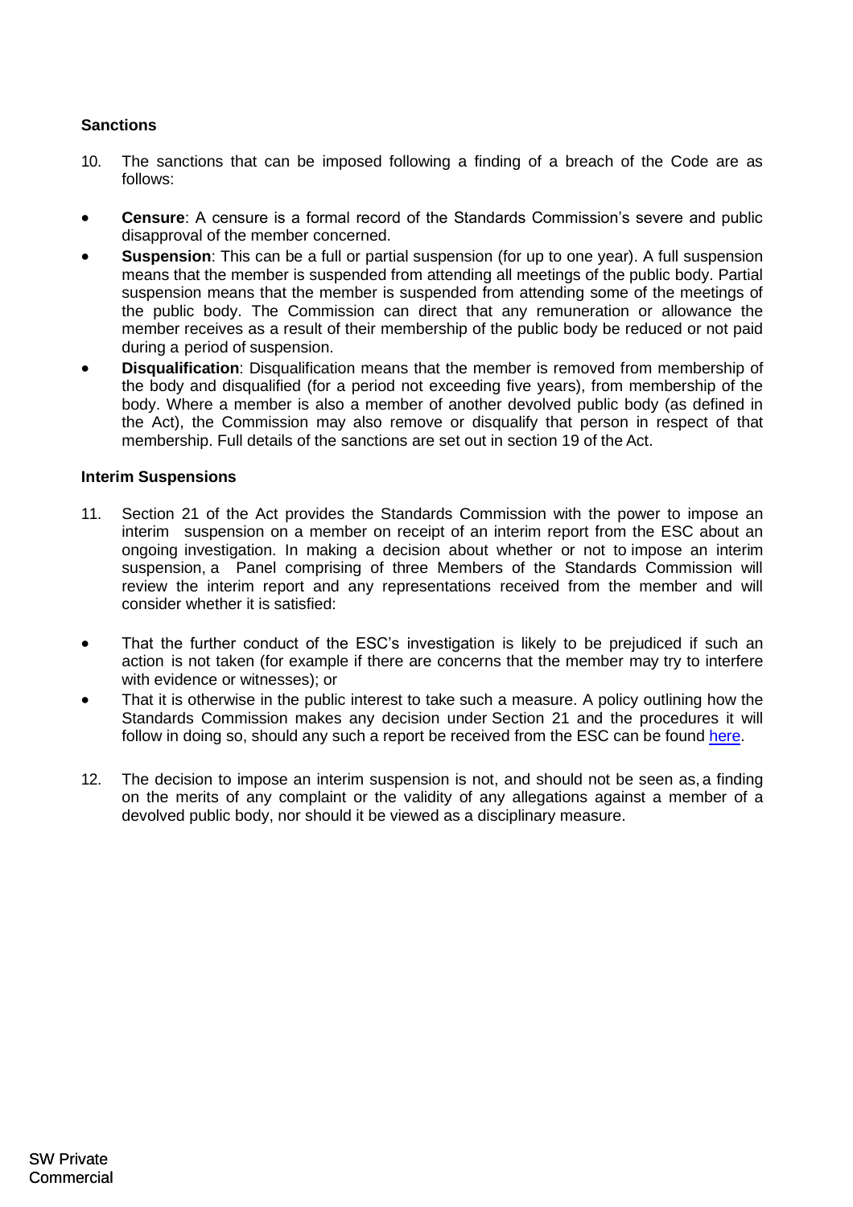### Sanctions

10. The sanctions that can be imposed following a finding of a breach of the Code are as follows:

- **Censure**: A censure is a formal record of the Standards Commission's severe and public disapproval of the member concerned.
- **Suspension**: This can be a full or partial suspension (for up to one year). A full suspension means that the member is suspended from attending all meetings of the public body. Partial suspension means that the member is suspended from attending some of the meetings of the public body. The Commission can direct that any remuneration or allowance the member receives as a result of their membership of the public body be reduced or not paid during a period of suspension.
- **Disqualification**: Disqualification means that the member is removed from membership of the body and disqualified (for a period not exceeding five years), from membership of the body. Where a member is also a member of another devolved public body (as defined in the Act), the Commission may also remove or disqualify that person in respect of that membership. Full details of the sanctions are set out in section 19 of the Act.

### Interim Suspensions

11. Section 21 of the Act provides the Standards Commission with the power to impose an interim suspension on a member on receipt of an interim report from the ESC about an ongoing investigation. In making a decision about whether or not to impose an interim suspension, a Panel comprising of three Members of the Standards Commission will review the interim report and any representations received from the member and will consider whether it is satisfied:

- That the further conduct of the ESC's investigation is likely to be prejudiced if such an action is not taken (for example if there are concerns that the member may try to interfere with evidence or witnesses); or
- That it is otherwise in the public interest to take such a measure. A policy outlining how the Standards Commission makes any decision under Section 21 and the procedures it will follow in doing so, should any such a report be received from the ESC can be found here.

12. The decision to impose an interim suspension is not, and should not be seen as, a finding on the merits of any complaint or the validity of any allegations against a member of a devolved public body, nor should it be viewed as a disciplinary measure.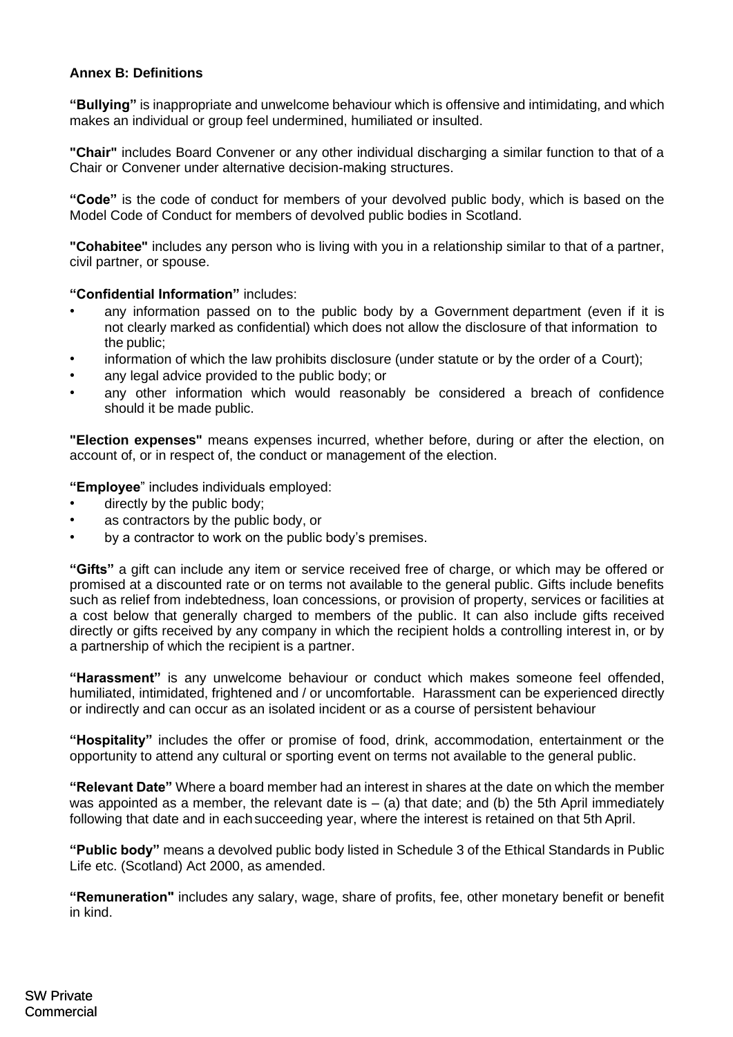**Annex B: Definitions**

**"Bullying"** is inappropriate and unwelcome behaviour which is offensive and intimidating, and which makes an individual or group feel undermined, humiliated or insulted.

**"Chair"** includes Board Convener or any other individual discharging a similar function to that of a Chair or Convener under alternative decision-making structures.

**"Code"** is the code of conduct for members of your devolved public body, which is based on the Model Code of Conduct for members of devolved public bodies in Scotland.

**"Cohabitee"** includes any person who is living with you in a relationship similar to that of a partner, civil partner, or spouse.

**"Confidential Information"** includes:

- any information passed on to the public body by a Government department (even if it is not clearly marked as confidential) which does not allow the disclosure of that information to the public;
- information of which the law prohibits disclosure (under statute or by the order of a Court);
- any legal advice provided to the public body; or
- any other information which would reasonably be considered a breach of confidence should it be made public.

**"Election expenses"** means expenses incurred, whether before, during or after the election, on account of, or in respect of, the conduct or management of the election.

**"Employee"** includes individuals employed:

- directly by the public body;
- as contractors by the public body, or
- by a contractor to work on the public body's premises.

**"Gifts"** a gift can include any item or service received free of charge, or which may be offered or promised at a discounted rate or on terms not available to the general public. Gifts include benefits such as relief from indebtedness, loan concessions, or provision of property, services or facilities at a cost below that generally charged to members of the public. It can also include gifts received directly or gifts received by any company in which the recipient holds a controlling interest in, or by a partnership of which the recipient is a partner.

**"Harassment"** is any unwelcome behaviour or conduct which makes someone feel offended, humiliated, intimidated, frightened and / or uncomfortable. Harassment can be experienced directly or indirectly and can occur as an isolated incident or as a course of persistent behaviour

**"Hospitality"** includes the offer or promise of food, drink, accommodation, entertainment or the opportunity to attend any cultural or sporting event on terms not available to the general public.

**"Relevant Date"** Where a board member had an interest in shares at the date on which the member was appointed as a member, the relevant date is – (a) that date; and (b) the 5th April immediately following that date and in each succeeding year, where the interest is retained on that 5th April.

**"Public body"** means a devolved public body listed in Schedule 3 of the Ethical Standards in Public Life etc. (Scotland) Act 2000, as amended.

**"Remuneration"** includes any salary, wage, share of profits, fee, other monetary benefit or benefit in kind.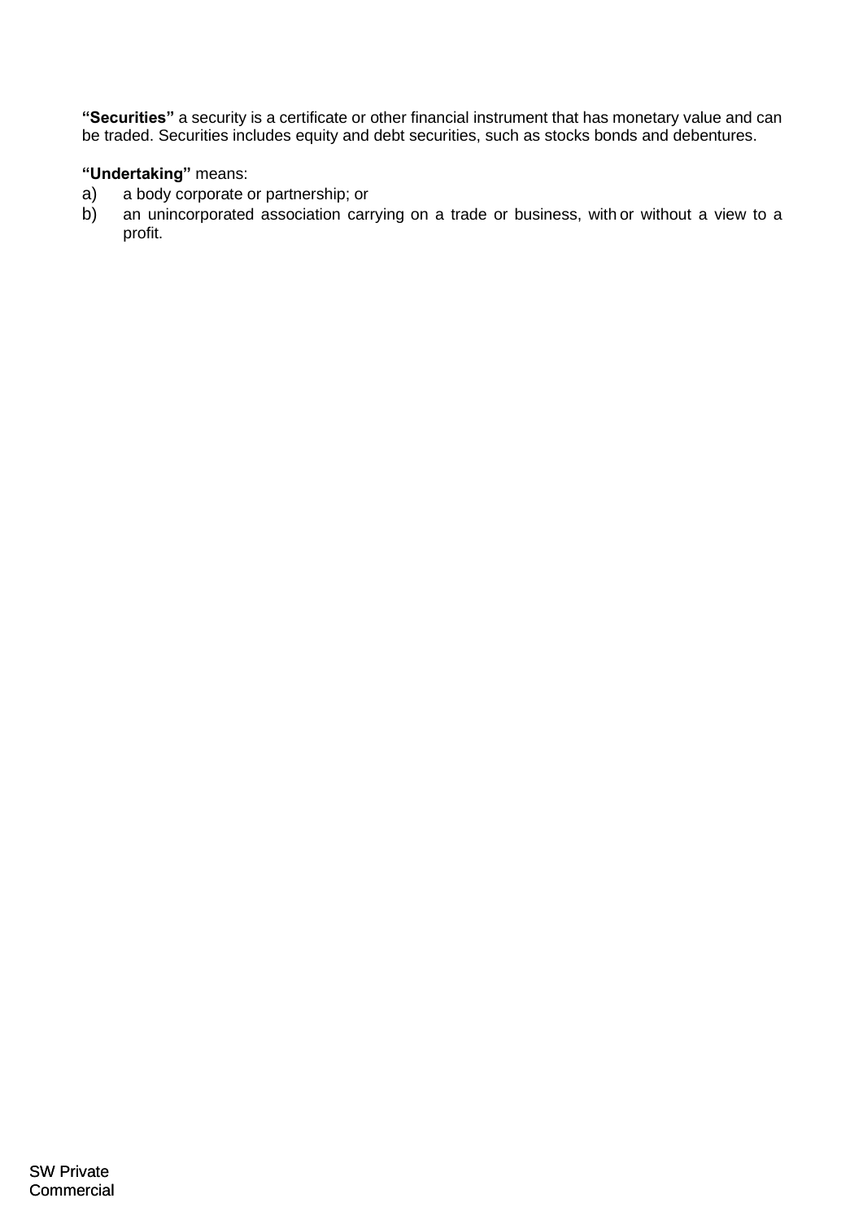**"Securities"** a security is a certificate or other financial instrument that has monetary value and can be traded. Securities includes equity and debt securities, such as stocks bonds and debentures.

**"Undertaking"** means:

a) a body corporate or partnership; or
b) an unincorporated association carrying on a trade or business, with or without a view to a profit.